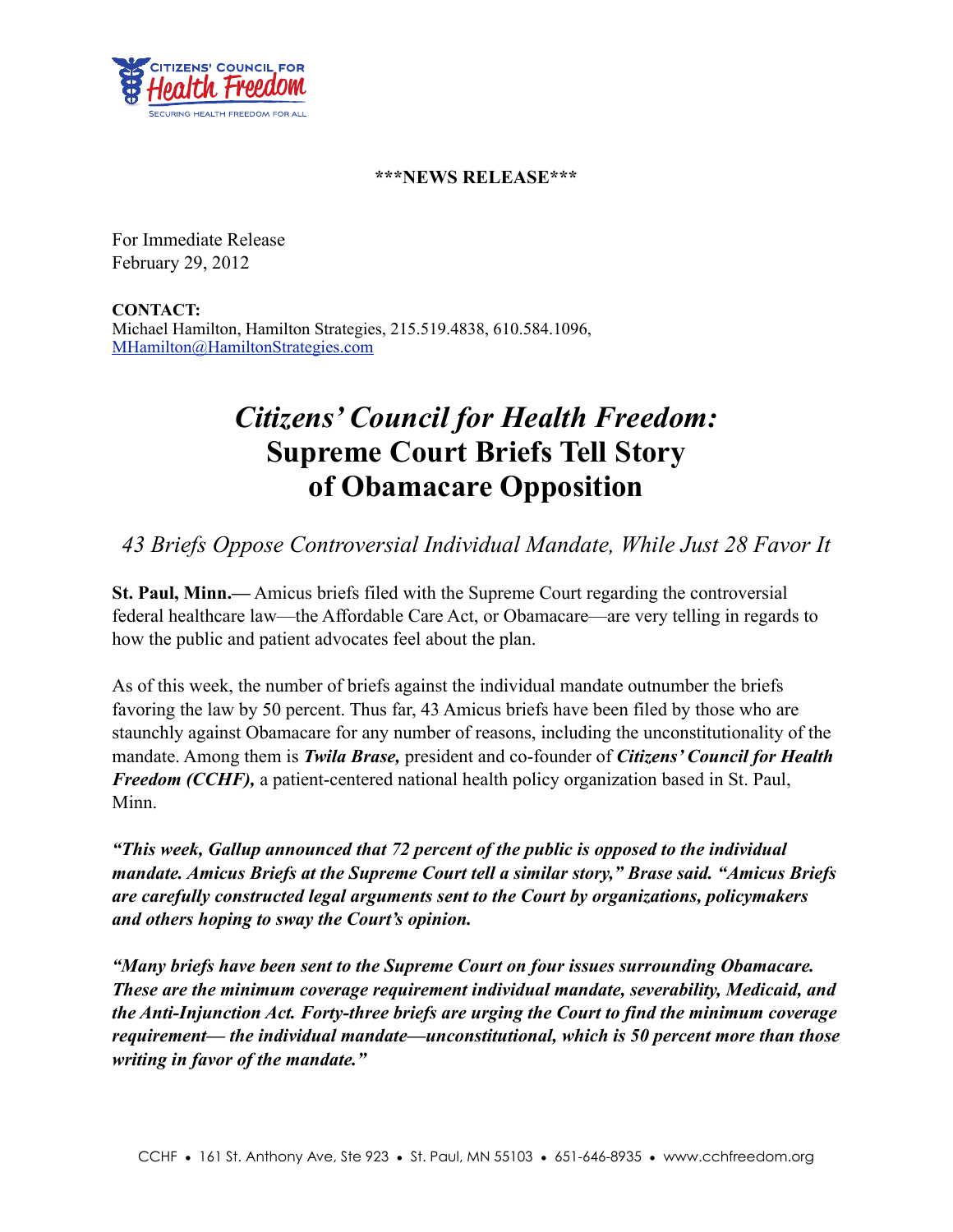**\*\*\*NEWS RELEASE\*\*\***

For Immediate Release
February 29, 2012

**CONTACT:**
Michael Hamilton, Hamilton Strategies, 215.519.4838, 610.584.1096, MHamilton@HamiltonStrategies.com

# *Citizens' Council for Health Freedom:* Supreme Court Briefs Tell Story of Obamacare Opposition

## *43 Briefs Oppose Controversial Individual Mandate, While Just 28 Favor It*

**St. Paul, Minn.—** Amicus briefs filed with the Supreme Court regarding the controversial federal healthcare law—the Affordable Care Act, or Obamacare—are very telling in regards to how the public and patient advocates feel about the plan.

As of this week, the number of briefs against the individual mandate outnumber the briefs favoring the law by 50 percent. Thus far, 43 Amicus briefs have been filed by those who are staunchly against Obamacare for any number of reasons, including the unconstitutionality of the mandate. Among them is ***Twila Brase,*** president and co-founder of ***Citizens' Council for Health Freedom (CCHF),*** a patient-centered national health policy organization based in St. Paul, Minn.

***"This week, Gallup announced that 72 percent of the public is opposed to the individual mandate. Amicus Briefs at the Supreme Court tell a similar story," Brase said. "Amicus Briefs are carefully constructed legal arguments sent to the Court by organizations, policymakers and others hoping to sway the Court's opinion.***

***"Many briefs have been sent to the Supreme Court on four issues surrounding Obamacare. These are the minimum coverage requirement individual mandate, severability, Medicaid, and the Anti-Injunction Act. Forty-three briefs are urging the Court to find the minimum coverage requirement— the individual mandate—unconstitutional, which is 50 percent more than those writing in favor of the mandate."***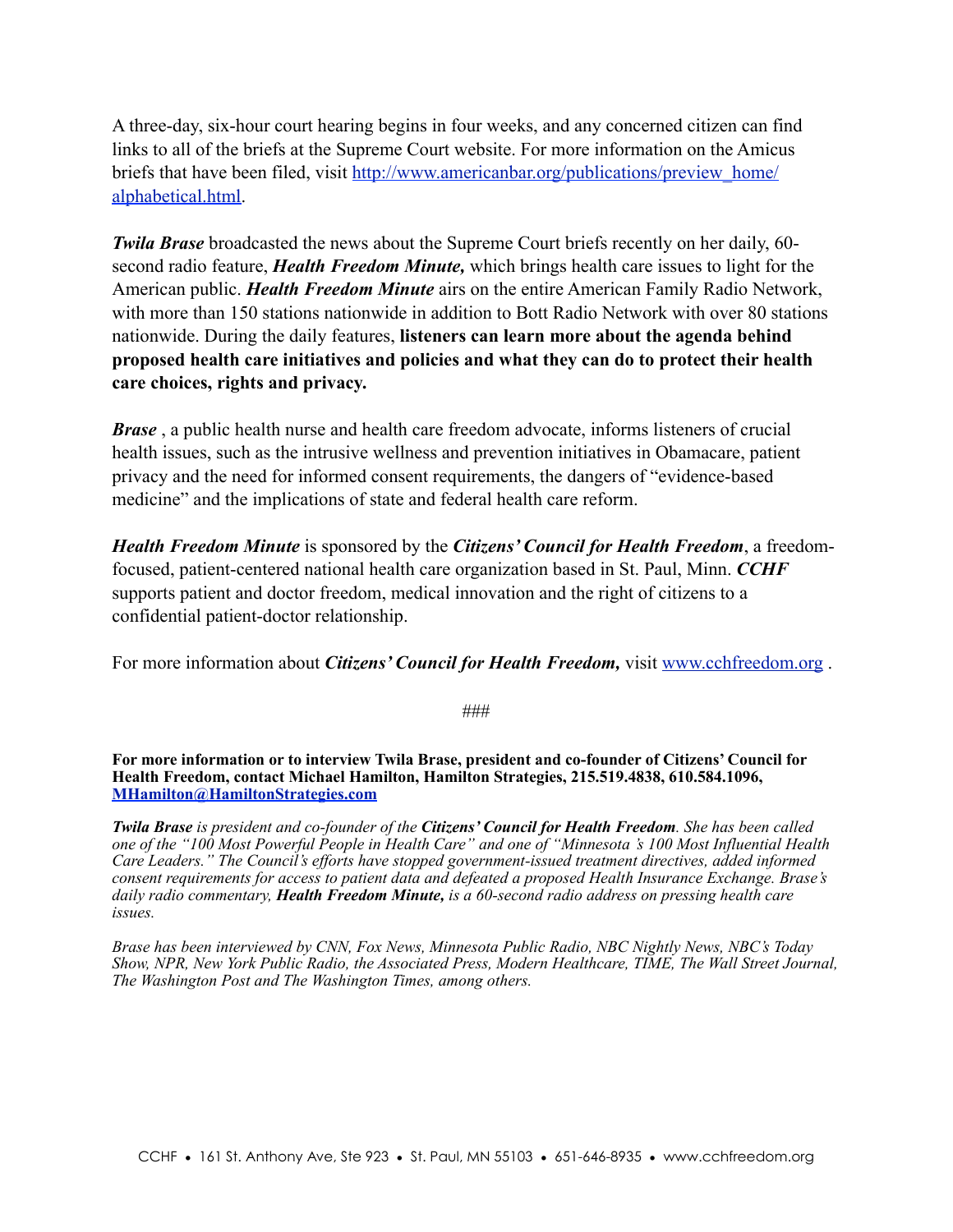A three-day, six-hour court hearing begins in four weeks, and any concerned citizen can find links to all of the briefs at the Supreme Court website. For more information on the Amicus briefs that have been filed, visit [http://www.americanbar.org/publications/preview_home/alphabetical.html](http://www.americanbar.org/publications/preview_home/alphabetical.html).

***Twila Brase*** broadcasted the news about the Supreme Court briefs recently on her daily, 60-second radio feature, ***Health Freedom Minute,*** which brings health care issues to light for the American public. ***Health Freedom Minute*** airs on the entire American Family Radio Network, with more than 150 stations nationwide in addition to Bott Radio Network with over 80 stations nationwide. During the daily features, **listeners can learn more about the agenda behind proposed health care initiatives and policies and what they can do to protect their health care choices, rights and privacy.**

***Brase*** , a public health nurse and health care freedom advocate, informs listeners of crucial health issues, such as the intrusive wellness and prevention initiatives in Obamacare, patient privacy and the need for informed consent requirements, the dangers of "evidence-based medicine" and the implications of state and federal health care reform.

***Health Freedom Minute*** is sponsored by the ***Citizens' Council for Health Freedom***, a freedom-focused, patient-centered national health care organization based in St. Paul, Minn. ***CCHF*** supports patient and doctor freedom, medical innovation and the right of citizens to a confidential patient-doctor relationship.

For more information about ***Citizens' Council for Health Freedom,*** visit [www.cchfreedom.org](http://www.cchfreedom.org) .

###

**For more information or to interview Twila Brase, president and co-founder of Citizens' Council for Health Freedom, contact Michael Hamilton, Hamilton Strategies, 215.519.4838, 610.584.1096, [MHamilton@HamiltonStrategies.com](mailto:MHamilton@HamiltonStrategies.com)**

***Twila Brase*** *is president and co-founder of the* ***Citizens' Council for Health Freedom****. She has been called one of the "100 Most Powerful People in Health Care" and one of "Minnesota 's 100 Most Influential Health Care Leaders." The Council's efforts have stopped government-issued treatment directives, added informed consent requirements for access to patient data and defeated a proposed Health Insurance Exchange. Brase's daily radio commentary,* ***Health Freedom Minute,*** *is a 60-second radio address on pressing health care issues.*

*Brase has been interviewed by CNN, Fox News, Minnesota Public Radio, NBC Nightly News, NBC's Today Show, NPR, New York Public Radio, the Associated Press, Modern Healthcare, TIME, The Wall Street Journal, The Washington Post and The Washington Times, among others.*

CCHF • 161 St. Anthony Ave, Ste 923 • St. Paul, MN 55103 • 651-646-8935 • www.cchfreedom.org